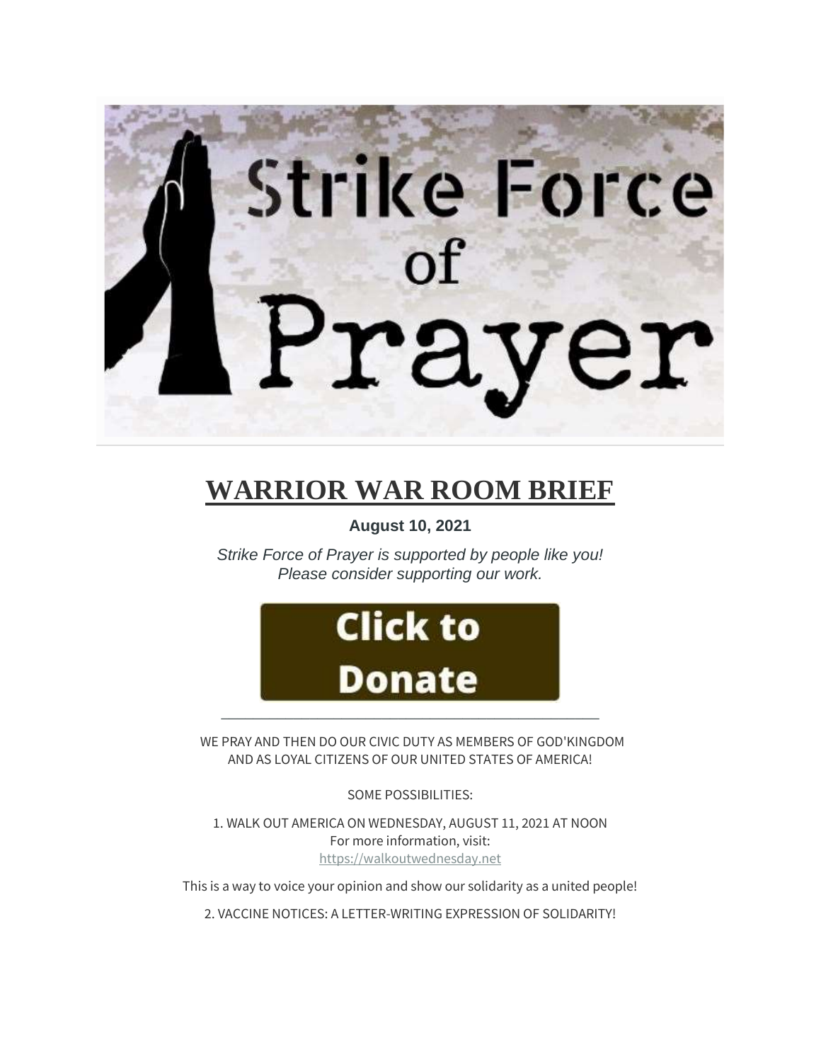Strike Force of Prayer

# WARRIOR WAR ROOM BRIEF

**August 10, 2021**

*Strike Force of Prayer is supported by people like you!*
*Please consider supporting our work.*

Click to Donate

---

WE PRAY AND THEN DO OUR CIVIC DUTY AS MEMBERS OF GOD'KINGDOM AND AS LOYAL CITIZENS OF OUR UNITED STATES OF AMERICA!

SOME POSSIBILITIES:

1. WALK OUT AMERICA ON WEDNESDAY, AUGUST 11, 2021 AT NOON
For more information, visit:
https://walkoutwednesday.net

This is a way to voice your opinion and show our solidarity as a united people!

2. VACCINE NOTICES: A LETTER-WRITING EXPRESSION OF SOLIDARITY!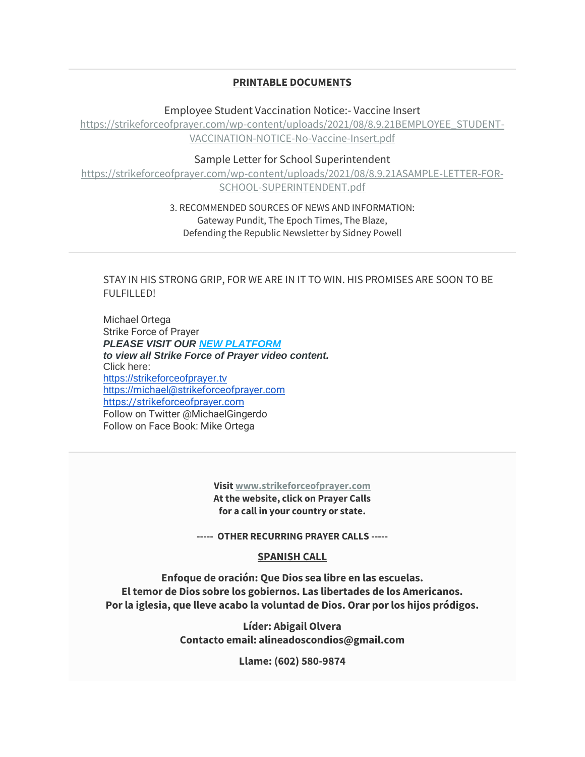---

**PRINTABLE DOCUMENTS**

Employee Student Vaccination Notice:- Vaccine Insert
https://strikeforceofprayer.com/wp-content/uploads/2021/08/8.9.21BEMPLOYEE_STUDENT-VACCINATION-NOTICE-No-Vaccine-Insert.pdf

Sample Letter for School Superintendent
https://strikeforceofprayer.com/wp-content/uploads/2021/08/8.9.21ASAMPLE-LETTER-FOR-SCHOOL-SUPERINTENDENT.pdf

3. RECOMMENDED SOURCES OF NEWS AND INFORMATION:
Gateway Pundit, The Epoch Times, The Blaze,
Defending the Republic Newsletter by Sidney Powell

---

STAY IN HIS STRONG GRIP, FOR WE ARE IN IT TO WIN. HIS PROMISES ARE SOON TO BE FULFILLED!

Michael Ortega
Strike Force of Prayer
***PLEASE VISIT OUR NEW PLATFORM***
***to view all Strike Force of Prayer video content.***
Click here:
https://strikeforceofprayer.tv
https://michael@strikeforceofprayer.com
https://strikeforceofprayer.com
Follow on Twitter @MichaelGingerdo
Follow on Face Book: Mike Ortega

---

**Visit www.strikeforceofprayer.com**
**At the website, click on Prayer Calls**
**for a call in your country or state.**

**----- OTHER RECURRING PRAYER CALLS -----**

**SPANISH CALL**

**Enfoque de oración: Que Dios sea libre en las escuelas.**
**El temor de Dios sobre los gobiernos. Las libertades de los Americanos.**
**Por la iglesia, que lleve acabo la voluntad de Dios. Orar por los hijos pródigos.**

**Líder: Abigail Olvera**
**Contacto email: alineadoscondios@gmail.com**

**Llame: (602) 580-9874**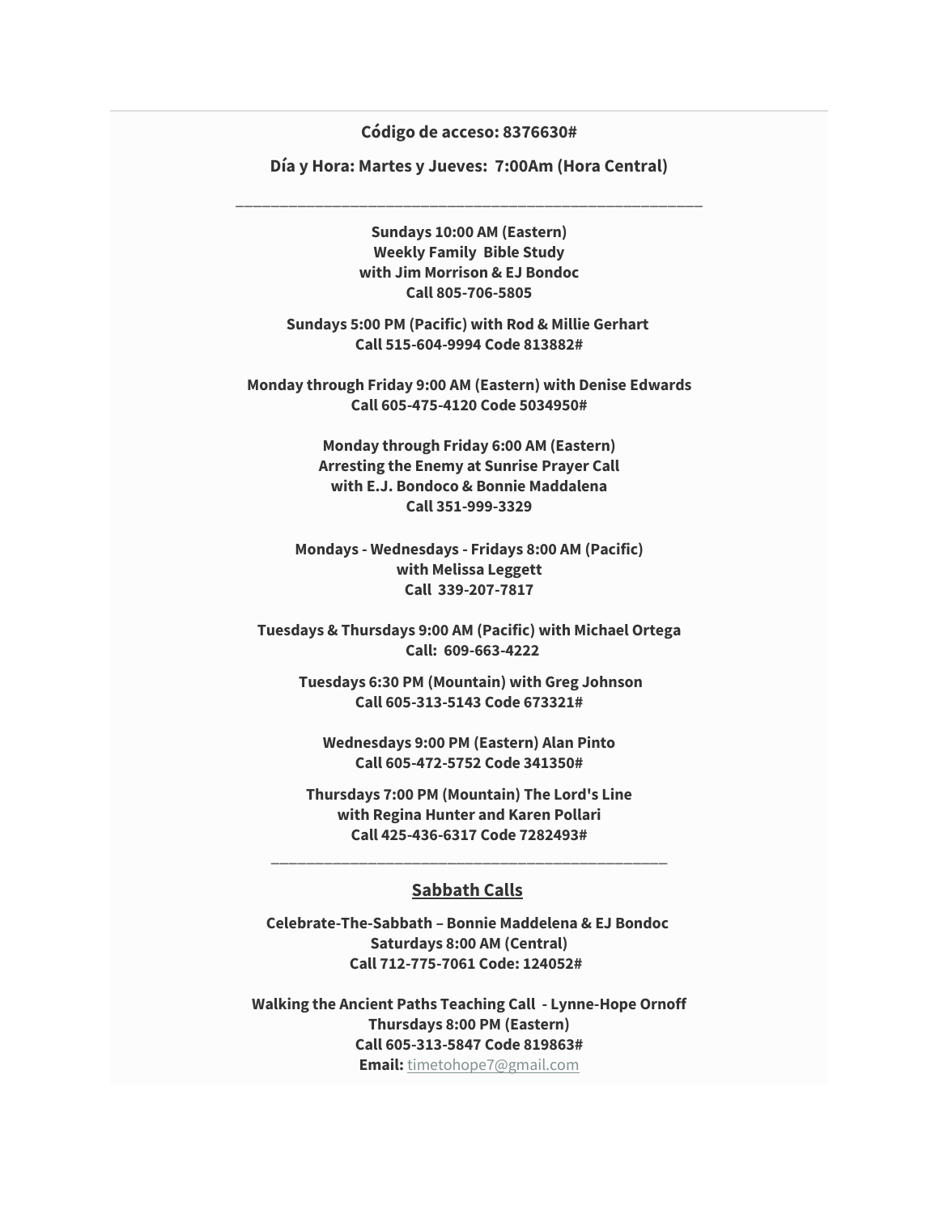**Código de acceso: 8376630#**

**Día y Hora: Martes y Jueves:  7:00Am (Hora Central)**

___________________________________________________

**Sundays 10:00 AM (Eastern)**
**Weekly Family  Bible Study**
**with Jim Morrison & EJ Bondoc**
**Call 805-706-5805**

**Sundays 5:00 PM (Pacific) with Rod & Millie Gerhart**
**Call 515-604-9994 Code 813882#**

**Monday through Friday 9:00 AM (Eastern) with Denise Edwards**
**Call 605-475-4120 Code 5034950#**

**Monday through Friday 6:00 AM (Eastern)**
**Arresting the Enemy at Sunrise Prayer Call**
**with E.J. Bondoco & Bonnie Maddalena**
**Call 351-999-3329**

**Mondays - Wednesdays - Fridays 8:00 AM (Pacific)**
**with Melissa Leggett**
**Call  339-207-7817**

**Tuesdays & Thursdays 9:00 AM (Pacific) with Michael Ortega**
**Call:  609-663-4222**

**Tuesdays 6:30 PM (Mountain) with Greg Johnson**
**Call 605-313-5143 Code 673321#**

**Wednesdays 9:00 PM (Eastern) Alan Pinto**
**Call 605-472-5752 Code 341350#**

**Thursdays 7:00 PM (Mountain) The Lord's Line**
**with Regina Hunter and Karen Pollari**
**Call 425-436-6317 Code 7282493#**

___________________________________________________

## Sabbath Calls

**Celebrate-The-Sabbath – Bonnie Maddelena & EJ Bondoc**
**Saturdays 8:00 AM (Central)**
**Call 712-775-7061 Code: 124052#**

**Walking the Ancient Paths Teaching Call  - Lynne-Hope Ornoff**
**Thursdays 8:00 PM (Eastern)**
**Call 605-313-5847 Code 819863#**
**Email:** timetohope7@gmail.com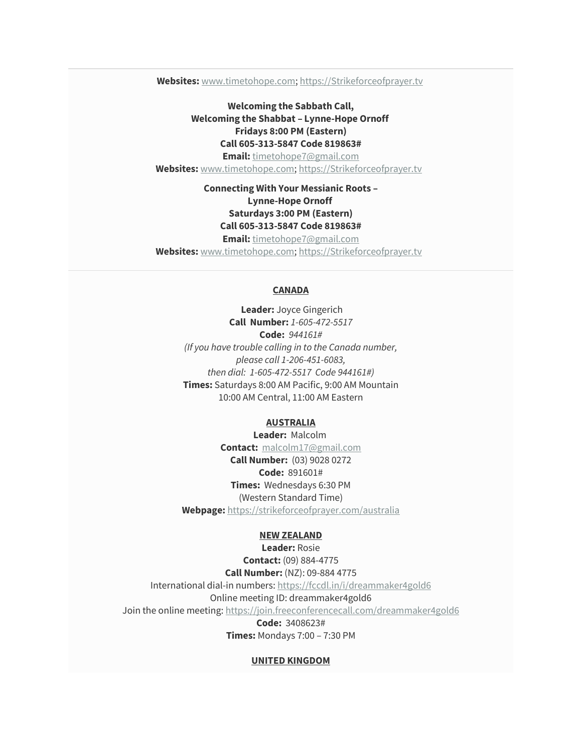**Websites:** www.timetohope.com; https://Strikeforceofprayer.tv

**Welcoming the Sabbath Call,**
**Welcoming the Shabbat – Lynne-Hope Ornoff**
**Fridays 8:00 PM (Eastern)**
**Call 605-313-5847 Code 819863#**
**Email:** timetohope7@gmail.com
**Websites:** www.timetohope.com; https://Strikeforceofprayer.tv

**Connecting With Your Messianic Roots –**
**Lynne-Hope Ornoff**
**Saturdays 3:00 PM (Eastern)**
**Call 605-313-5847 Code 819863#**
**Email:** timetohope7@gmail.com
**Websites:** www.timetohope.com; https://Strikeforceofprayer.tv

---

## CANADA

**Leader:** Joyce Gingerich
**Call Number:** *1-605-472-5517*
**Code:** *944161#*
*(If you have trouble calling in to the Canada number,*
*please call 1-206-451-6083,*
*then dial: 1-605-472-5517 Code 944161#)*
**Times:** Saturdays 8:00 AM Pacific, 9:00 AM Mountain
10:00 AM Central, 11:00 AM Eastern

## AUSTRALIA

**Leader:** Malcolm
**Contact:** malcolm17@gmail.com
**Call Number:** (03) 9028 0272
**Code:** 891601#
**Times:** Wednesdays 6:30 PM
(Western Standard Time)
**Webpage:** https://strikeforceofprayer.com/australia

## NEW ZEALAND

**Leader:** Rosie
**Contact:** (09) 884-4775
**Call Number:** (NZ): 09-884 4775
International dial-in numbers: https://fccdl.in/i/dreammaker4gold6
Online meeting ID: dreammaker4gold6
Join the online meeting: https://join.freeconferencecall.com/dreammaker4gold6
**Code:** 3408623#
**Times:** Mondays 7:00 – 7:30 PM

## UNITED KINGDOM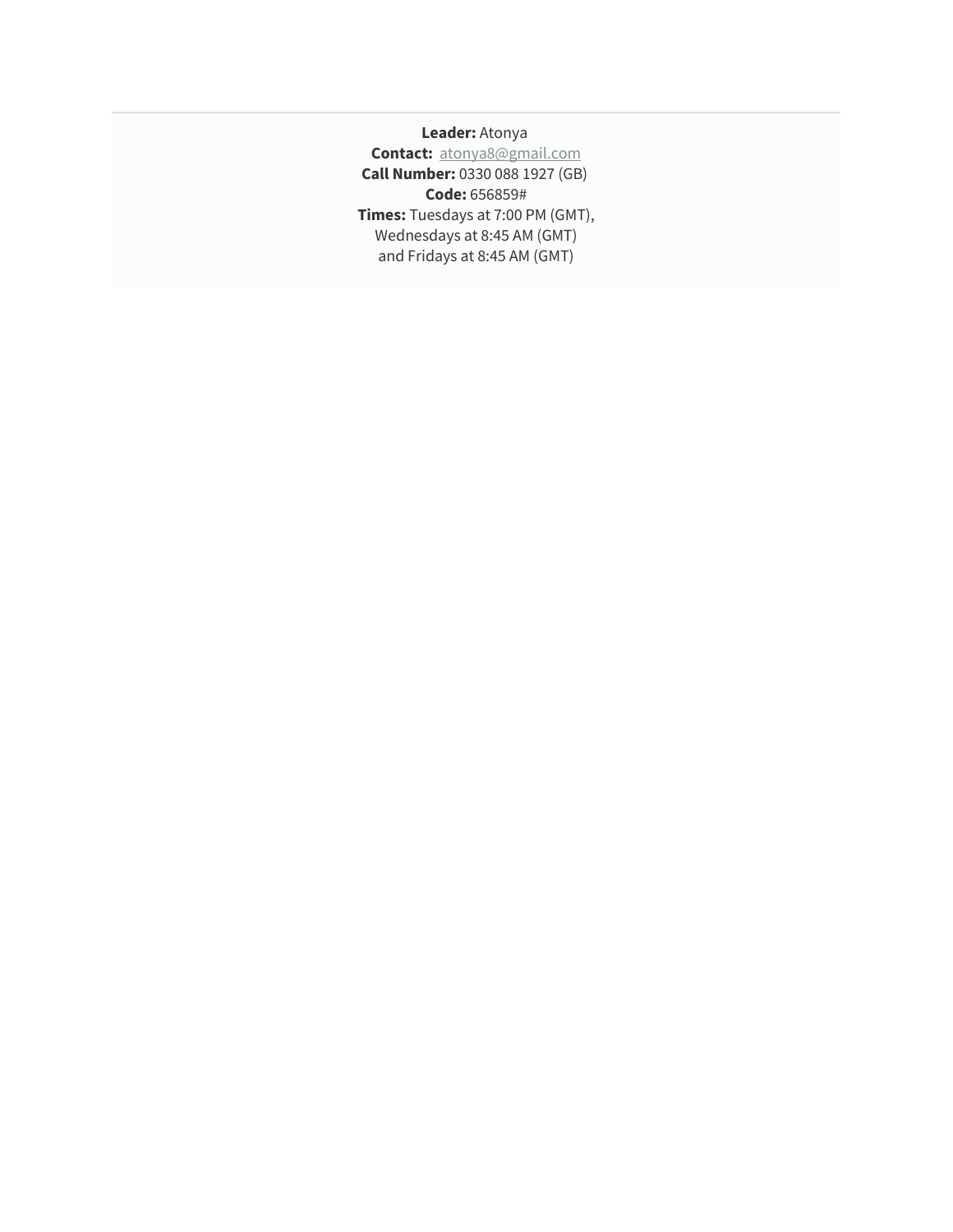**Leader:** Atonya
**Contact:** atonya8@gmail.com
**Call Number:** 0330 088 1927 (GB)
**Code:** 656859#
**Times:** Tuesdays at 7:00 PM (GMT),
Wednesdays at 8:45 AM (GMT)
and Fridays at 8:45 AM (GMT)